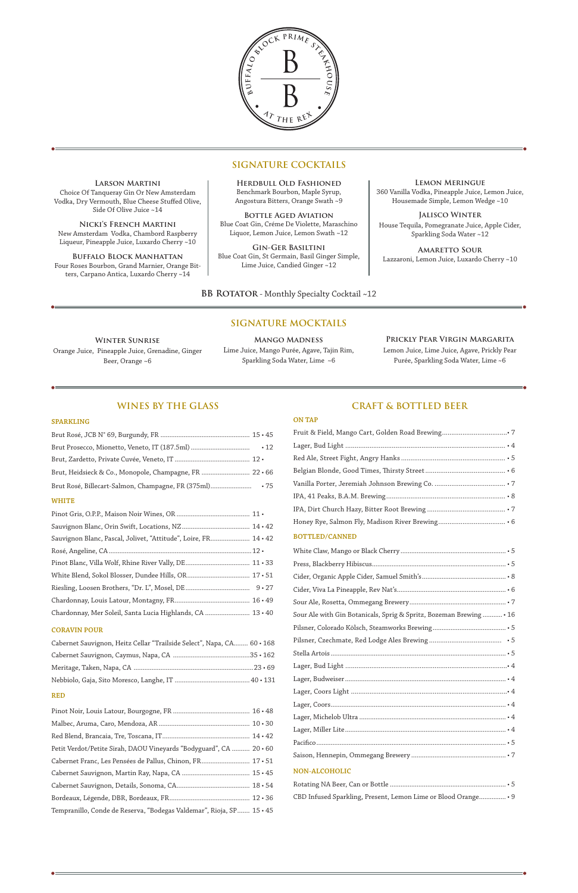BUFFALO BLOCK PRIME STEAKHOUSE

BB

AT THE REX

## SIGNATURE COCKTAILS

**Larson Martini**
Choice Of Tanqueray Gin Or New Amsterdam Vodka, Dry Vermouth, Blue Cheese Stuffed Olive, Side Of Olive Juice ~14

**Nicki's French Martini**
New Amsterdam Vodka, Chambord Raspberry Liqueur, Pineapple Juice, Luxardo Cherry ~10

**Buffalo Block Manhattan**
Four Roses Bourbon, Grand Marnier, Orange Bitters, Carpano Antica, Luxardo Cherry ~14

**Herdbull Old Fashioned**
Benchmark Bourbon, Maple Syrup, Angostura Bitters, Orange Swath ~9

**Bottle Aged Aviation**
Blue Coat Gin, Créme De Violette, Maraschino Liquor, Lemon Juice, Lemon Swath ~12

**Gin-Ger Basiltini**
Blue Coat Gin, St Germain, Basil Ginger Simple, Lime Juice, Candied Ginger ~12

**Lemon Meringue**
360 Vanilla Vodka, Pineapple Juice, Lemon Juice, Housemade Simple, Lemon Wedge ~10

**Jalisco Winter**
House Tequila, Pomegranate Juice, Apple Cider, Sparkling Soda Water ~12

**Amaretto Sour**
Lazzaroni, Lemon Juice, Luxardo Cherry ~10

**BB Rotator** - Monthly Specialty Cocktail ~12

## SIGNATURE MOCKTAILS

**Winter Sunrise**
Orange Juice, Pineapple Juice, Grenadine, Ginger Beer, Orange ~6

**Mango Madness**
Lime Juice, Mango Purée, Agave, Tajin Rim, Sparkling Soda Water, Lime ~6

**Prickly Pear Virgin Margarita**
Lemon Juice, Lime Juice, Agave, Prickly Pear Purée, Sparkling Soda Water, Lime ~6

## WINES BY THE GLASS

### SPARKLING

- Brut Rosé, JCB N° 69, Burgundy, FR .......... 15 • 45
- Brut Prosecco, Mionetto, Veneto, IT (187.5ml) .......... • 12
- Brut, Zardetto, Private Cuvée, Veneto, IT .......... 12 •
- Brut, Heidsieck & Co., Monopole, Champagne, FR .......... 22 • 66
- Brut Rosé, Billecart-Salmon, Champagne, FR (375ml) .......... • 75

### WHITE

- Pinot Gris, O.P.P., Maison Noir Wines, OR .......... 11 •
- Sauvignon Blanc, Orin Swift, Locations, NZ .......... 14 • 42
- Sauvignon Blanc, Pascal, Jolivet, "Attitude", Loire, FR .......... 14 • 42
- Rosé, Angeline, CA .......... 12 •
- Pinot Blanc, Villa Wolf, Rhine River Vally, DE .......... 11 • 33
- White Blend, Sokol Blosser, Dundee Hills, OR .......... 17 • 51
- Riesling, Loosen Brothers, "Dr. L", Mosel, DE .......... 9 • 27
- Chardonnay, Louis Latour, Montagny, FR .......... 16 • 49
- Chardonnay, Mer Soleil, Santa Lucia Highlands, CA .......... 13 • 40

### CORAVIN POUR

- Cabernet Sauvignon, Heitz Cellar "Trailside Select", Napa, CA .......... 60 • 168
- Cabernet Sauvignon, Caymus, Napa, CA .......... 35 • 162
- Meritage, Taken, Napa, CA .......... 23 • 69
- Nebbiolo, Gaja, Sito Moresco, Langhe, IT .......... 40 • 131

### RED

- Pinot Noir, Louis Latour, Bourgogne, FR .......... 16 • 48
- Malbec, Aruma, Caro, Mendoza, AR .......... 10 • 30
- Red Blend, Brancaia, Tre, Toscana, IT .......... 14 • 42
- Petit Verdot/Petite Sirah, DAOU Vineyards "Bodyguard", CA .......... 20 • 60
- Cabernet Franc, Les Pensées de Pallus, Chinon, FR .......... 17 • 51
- Cabernet Sauvignon, Martin Ray, Napa, CA .......... 15 • 45
- Cabernet Sauvignon, Details, Sonoma, CA .......... 18 • 54
- Bordeaux, Légende, DBR, Bordeaux, FR .......... 12 • 36
- Tempranillo, Conde de Reserva, "Bodegas Valdemar", Rioja, SP .......... 15 • 45

## CRAFT & BOTTLED BEER

### ON TAP

- Fruit & Field, Mango Cart, Golden Road Brewing .......... • 7
- Lager, Bud Light .......... • 4
- Red Ale, Street Fight, Angry Hanks .......... • 5
- Belgian Blonde, Good Times, Thirsty Street .......... • 6
- Vanilla Porter, Jeremiah Johnson Brewing Co. .......... • 7
- IPA, 41 Peaks, B.A.M. Brewing .......... • 8
- IPA, Dirt Church Hazy, Bitter Root Brewing .......... • 7
- Honey Rye, Salmon Fly, Madison River Brewing .......... • 6

### BOTTLED/CANNED

- White Claw, Mango or Black Cherry .......... • 5
- Press, Blackberry Hibiscus .......... • 5
- Cider, Organic Apple Cider, Samuel Smith's .......... • 8
- Cider, Viva La Pineapple, Rev Nat's .......... • 6
- Sour Ale, Rosetta, Ommegang Brewery .......... • 7
- Sour Ale with Gin Botanicals, Sprig & Spritz, Bozeman Brewing .......... • 16
- Pilsner, Colorado Kölsch, Steamworks Brewing .......... • 5
- Pilsner, Czechmate, Red Lodge Ales Brewing .......... • 5
- Stella Artois .......... • 5
- Lager, Bud Light .......... • 4
- Lager, Budweiser .......... • 4
- Lager, Coors Light .......... • 4
- Lager, Coors .......... • 4
- Lager, Michelob Ultra .......... • 4
- Lager, Miller Lite .......... • 4
- Pacifico .......... • 5
- Saison, Hennepin, Ommegang Brewery .......... • 7

### NON-ALCOHOLIC

- Rotating NA Beer, Can or Bottle .......... • 5
- CBD Infused Sparkling, Present, Lemon Lime or Blood Orange .......... • 9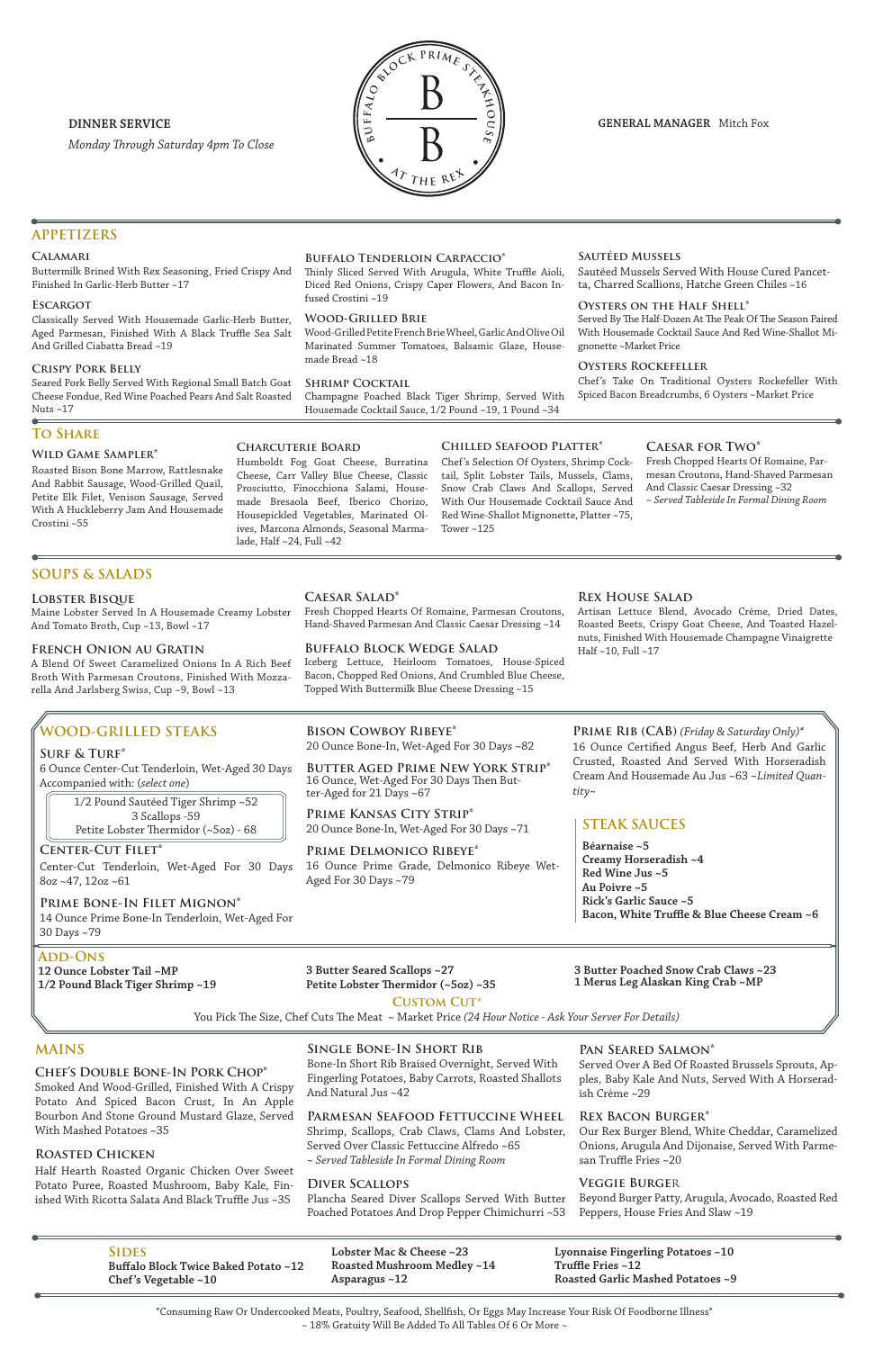**DINNER SERVICE**
*Monday Through Saturday 4pm To Close*

BUFFALO BLOCK PRIME STEAKHOUSE
B B
AT THE REX

**GENERAL MANAGER** Mitch Fox

## APPETIZERS

### Calamari
Buttermilk Brined With Rex Seasoning, Fried Crispy And Finished In Garlic-Herb Butter ~17

### Escargot
Classically Served With Housemade Garlic-Herb Butter, Aged Parmesan, Finished With A Black Truffle Sea Salt And Grilled Ciabatta Bread ~19

### Crispy Pork Belly
Seared Pork Belly Served With Regional Small Batch Goat Cheese Fondue, Red Wine Poached Pears And Salt Roasted Nuts ~17

### Buffalo Tenderloin Carpaccio*
Thinly Sliced Served With Arugula, White Truffle Aioli, Diced Red Onions, Crispy Caper Flowers, And Bacon Infused Crostini ~19

### Wood-Grilled Brie
Wood-Grilled Petite French Brie Wheel, Garlic And Olive Oil Marinated Summer Tomatoes, Balsamic Glaze, Housemade Bread ~18

### Shrimp Cocktail
Champagne Poached Black Tiger Shrimp, Served With Housemade Cocktail Sauce, 1/2 Pound ~19, 1 Pound ~34

### Sautéed Mussels
Sautéed Mussels Served With House Cured Pancetta, Diced Red Onions, Charred Scallions, Hatche Green Chiles ~16

### Oysters on the Half Shell*
Served By The Half-Dozen At The Peak Of The Season Paired With Housemade Cocktail Sauce And Red Wine-Shallot Mignonette ~Market Price

### Oysters Rockefeller
Chef's Take On Traditional Oysters Rockefeller With Spiced Bacon Breadcrumbs, 6 Oysters ~Market Price

## TO SHARE

### Wild Game Sampler*
Roasted Bison Bone Marrow, Rattlesnake And Rabbit Sausage, Wood-Grilled Quail, Petite Elk Filet, Venison Sausage, Served With A Huckleberry Jam And Housemade Crostini ~55

### Charcuterie Board
Humboldt Fog Goat Cheese, Burratina Cheese, Carr Valley Blue Cheese, Classic Prosciutto, Finocchiona Salami, Housemade Bresaola Beef, Iberico Chorizo, Housepickled Vegetables, Marinated Olives, Marcona Almonds, Seasonal Marmalade, Half ~24, Full ~42

### Chilled Seafood Platter*
Chef's Selection Of Oysters, Shrimp Cocktail, Split Lobster Tails, Mussels, Clams, Snow Crab Claws And Scallops, Served With Our Housemade Cocktail Sauce And Red Wine-Shallot Mignonette, Platter ~75, Tower ~125

### Caesar for Two*
Fresh Chopped Hearts Of Romaine, Parmesan Croutons, Hand-Shaved Parmesan And Classic Caesar Dressing ~32
*~ Served Tableside In Formal Dining Room*

## SOUPS & SALADS

### Lobster Bisque
Maine Lobster Served In A Housemade Creamy Lobster And Tomato Broth, Cup ~13, Bowl ~17

### French Onion au Gratin
A Blend Of Sweet Caramelized Onions In A Rich Beef Broth With Parmesan Croutons, Finished With Mozzarella And Jarlsberg Swiss, Cup ~9, Bowl ~13

### Caesar Salad*
Fresh Chopped Hearts Of Romaine, Parmesan Croutons, Hand-Shaved Parmesan And Classic Caesar Dressing ~14

### Buffalo Block Wedge Salad
Iceberg Lettuce, Heirloom Tomatoes, House-Spiced Bacon, Chopped Red Onions, And Crumbled Blue Cheese, Topped With Buttermilk Blue Cheese Dressing ~15

### Rex House Salad
Artisan Lettuce Blend, Avocado Crème, Dried Dates, Roasted Beets, Crispy Goat Cheese, And Toasted Hazelnuts, Finished With Housemade Champagne Vinaigrette Half ~10, Full ~17

## WOOD-GRILLED STEAKS

### Surf & Turf*
6 Ounce Center-Cut Tenderloin, Wet-Aged 30 Days Accompanied with: *(select one)*

1/2 Pound Sautéed Tiger Shrimp ~52
3 Scallops ~59
Petite Lobster Thermidor (~5oz) ~ 68

### Center-Cut Filet*
Center-Cut Tenderloin, Wet-Aged For 30 Days 8oz ~47, 12oz ~61

### Prime Bone-In Filet Mignon*
14 Ounce Prime Bone-In Tenderloin, Wet-Aged For 30 Days ~79

### Bison Cowboy Ribeye*
20 Ounce Bone-In, Wet-Aged For 30 Days ~82

### Butter Aged Prime New York Strip*
16 Ounce, Wet-Aged For 30 Days Then Butter-Aged for 21 Days ~67

### Prime Kansas City Strip*
20 Ounce Bone-In, Wet-Aged For 30 Days ~71

### Prime Delmonico Ribeye*
16 Ounce Prime Grade, Delmonico Ribeye Wet-Aged For 30 Days ~79

### Prime Rib (CAB) *(Friday & Saturday Only)**
16 Ounce Certified Angus Beef, Herb And Garlic Crusted, Roasted And Served With Horseradish Cream And Housemade Au Jus ~63 *~Limited Quantity~*

### STEAK SAUCES
**Béarnaise ~5**
**Creamy Horseradish ~4**
**Red Wine Jus ~5**
**Au Poivre ~5**
**Rick's Garlic Sauce ~5**
**Bacon, White Truffle & Blue Cheese Cream ~6**

### ADD-ONS
**12 Ounce Lobster Tail ~MP**
**1/2 Pound Black Tiger Shrimp ~19**
**3 Butter Seared Scallops ~27**
**Petite Lobster Thermidor (~5oz) ~35**
**3 Butter Poached Snow Crab Claws ~23**
**1 Merus Leg Alaskan King Crab ~MP**

### CUSTOM CUT*
You Pick The Size, Chef Cuts The Meat ~ Market Price *(24 Hour Notice - Ask Your Server For Details)*

## MAINS

### Chef's Double Bone-In Pork Chop*
Smoked And Wood-Grilled, Finished With A Crispy Potato And Spiced Bacon Crust, In An Apple Bourbon And Stone Ground Mustard Glaze, Served With Mashed Potatoes ~35

### Roasted Chicken
Half Hearth Roasted Organic Chicken Over Sweet Potato Puree, Roasted Mushroom, Baby Kale, Finished With Ricotta Salata And Black Truffle Jus ~35

### Single Bone-In Short Rib
Bone-In Short Rib Braised Overnight, Served With Fingerling Potatoes, Baby Carrots, Roasted Shallots And Natural Jus ~42

### Parmesan Seafood Fettuccine Wheel
Shrimp, Scallops, Crab Claws, Clams And Lobster, Served Over Classic Fettuccine Alfredo ~65
*~ Served Tableside In Formal Dining Room*

### Diver Scallops
Plancha Seared Diver Scallops Served With Butter Poached Potatoes And Drop Pepper Chimichurri ~53

### Pan Seared Salmon*
Served Over A Bed Of Roasted Brussels Sprouts, Apples, Baby Kale And Nuts, Served With A Horseradish Crème ~29

### Rex Bacon Burger*
Our Rex Burger Blend, White Cheddar, Caramelized Onions, Arugula And Dijonaise, Served With Parmesan Truffle Fries ~20

### Veggie Burger
Beyond Burger Patty, Arugula, Avocado, Roasted Red Peppers, House Fries And Slaw ~19

## SIDES
**Buffalo Block Twice Baked Potato ~12**
**Chef's Vegetable ~10**
**Lobster Mac & Cheese ~23**
**Roasted Mushroom Medley ~14**
**Asparagus ~12**
**Lyonnaise Fingerling Potatoes ~10**
**Truffle Fries ~12**
**Roasted Garlic Mashed Potatoes ~9**

*Consuming Raw Or Undercooked Meats, Poultry, Seafood, Shellfish, Or Eggs May Increase Your Risk Of Foodborne Illness*
~ 18% Gratuity Will Be Added To All Tables Of 6 Or More ~